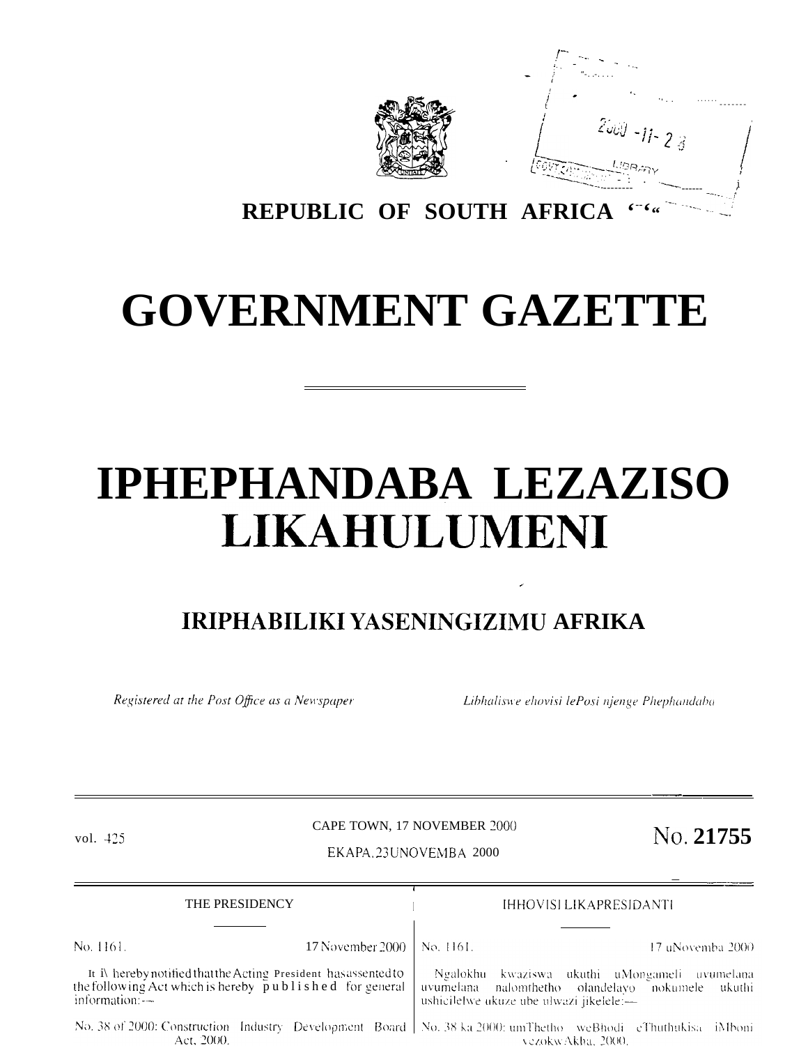REPUBLIC OF SOUTH AFRICA

# GOVERNMENT GAZETTE

# IPHEPHANDABA LEZAZISO LIKAHULUMENI

## IRIPHABILIKI YASENINGIZIMU AFRIKA

*Registered at the Post Office as a Newspaper*

*Libhaliswe ehovisi lePosi njenge Phephandaba*

vol. 425

CAPE TOWN, 17 NOVEMBER 2000

EKAPA, 23 UNOVEMBA 2000

No. **21755**

THE PRESIDENCY

No. 1161. 17 November 2000

It is hereby notified that the Acting President has assented to the following Act which is hereby published for general information:—

No. 38 of 2000: Construction Industry Development Board Act, 2000.

IHHOVISI LIKAPRESIDANTI

No. 1161. 17 uNovemba 2000

Ngalokhu kwaziswa ukuthi uMongameli uvumelana uvumelana nalomthetho olandelayo nokumele ukuthi ushicilelwe ukuze ube ulwazi jikelele:—

No. 38 ka 2000: umThetho weBhodi eThuthukisa iMboni yezokwAkha, 2000.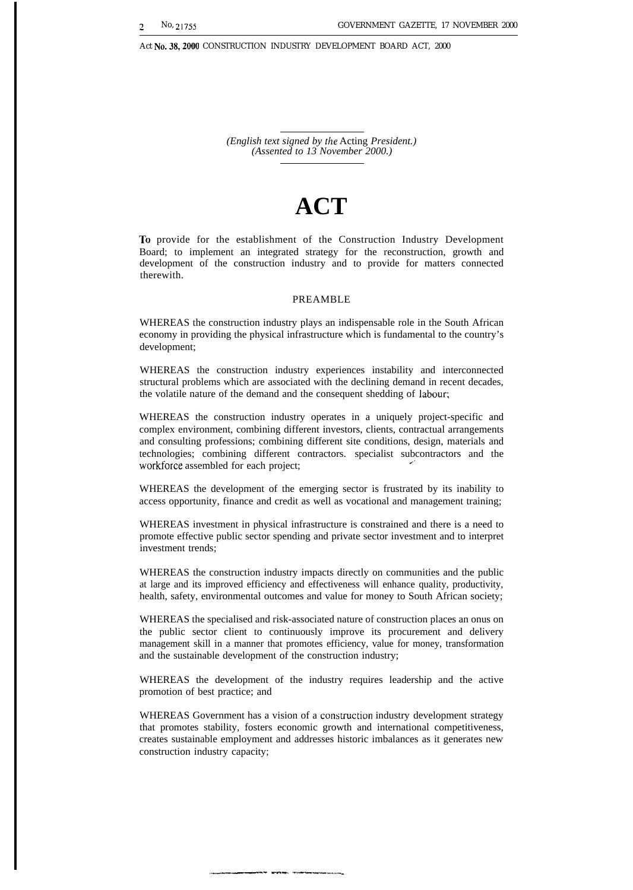*(English text signed by the Acting President.)*
*(Assented to 13 November 2000.)*

# ACT

**To** provide for the establishment of the Construction Industry Development Board; to implement an integrated strategy for the reconstruction, growth and development of the construction industry and to provide for matters connected therewith.

## PREAMBLE

WHEREAS the construction industry plays an indispensable role in the South African economy in providing the physical infrastructure which is fundamental to the country's development;

WHEREAS the construction industry experiences instability and interconnected structural problems which are associated with the declining demand in recent decades, the volatile nature of the demand and the consequent shedding of labour;

WHEREAS the construction industry operates in a uniquely project-specific and complex environment, combining different investors, clients, contractual arrangements and consulting professions; combining different site conditions, design, materials and technologies; combining different contractors. specialist subcontractors and the workforce assembled for each project;

WHEREAS the development of the emerging sector is frustrated by its inability to access opportunity, finance and credit as well as vocational and management training;

WHEREAS investment in physical infrastructure is constrained and there is a need to promote effective public sector spending and private sector investment and to interpret investment trends;

WHEREAS the construction industry impacts directly on communities and the public at large and its improved efficiency and effectiveness will enhance quality, productivity, health, safety, environmental outcomes and value for money to South African society;

WHEREAS the specialised and risk-associated nature of construction places an onus on the public sector client to continuously improve its procurement and delivery management skill in a manner that promotes efficiency, value for money, transformation and the sustainable development of the construction industry;

WHEREAS the development of the industry requires leadership and the active promotion of best practice; and

WHEREAS Government has a vision of a construction industry development strategy that promotes stability, fosters economic growth and international competitiveness, creates sustainable employment and addresses historic imbalances as it generates new construction industry capacity;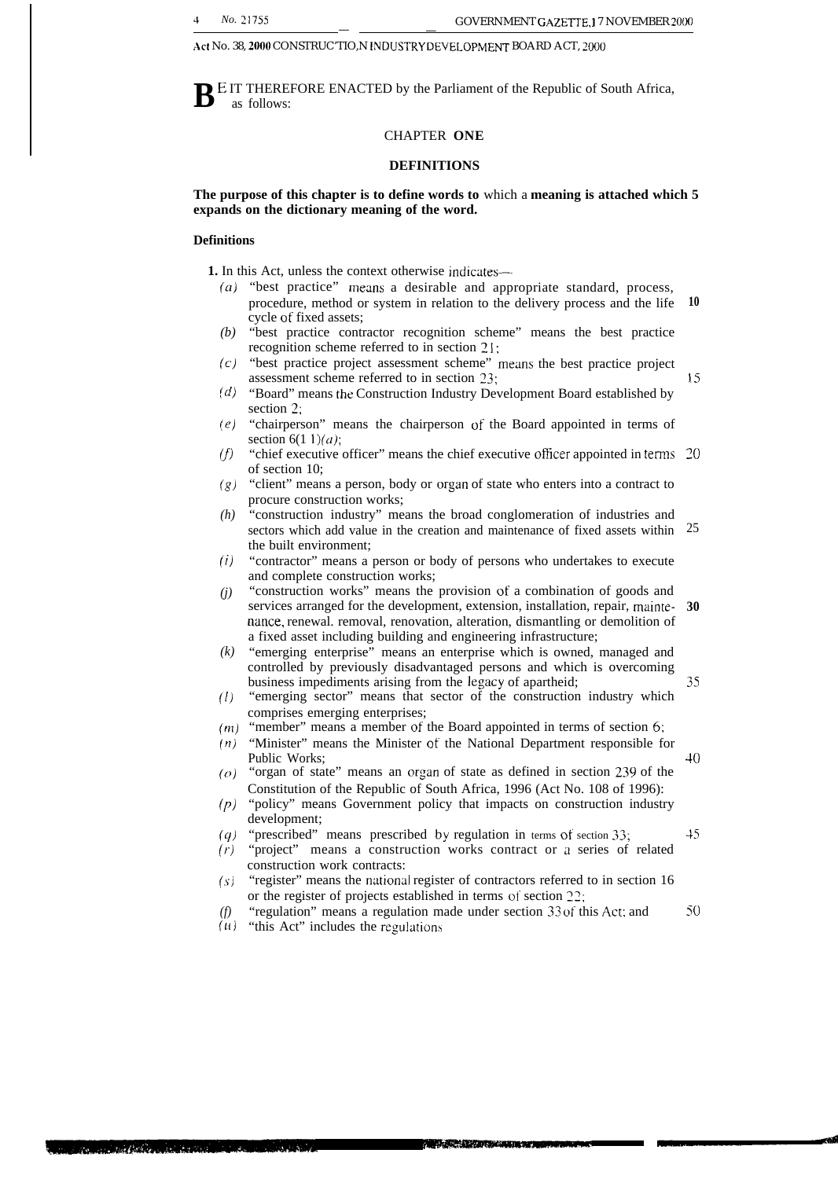**B**E IT THEREFORE ENACTED by the Parliament of the Republic of South Africa, as follows:

## CHAPTER ONE

## DEFINITIONS

**The purpose of this chapter is to define words to** which a **meaning is attached which expands on the dictionary meaning of the word.**

### Definitions

**1.** In this Act, unless the context otherwise indicates—

*(a)* "best practice" means a desirable and appropriate standard, process, procedure, method or system in relation to the delivery process and the life cycle of fixed assets;

*(b)* "best practice contractor recognition scheme" means the best practice recognition scheme referred to in section 21;

*(c)* "best practice project assessment scheme" means the best practice project assessment scheme referred to in section 23;

*(d)* "Board" means the Construction Industry Development Board established by section 2;

*(e)* "chairperson" means the chairperson of the Board appointed in terms of section 6(11)*(a)*;

*(f)* "chief executive officer" means the chief executive officer appointed in terms of section 10;

*(g)* "client" means a person, body or organ of state who enters into a contract to procure construction works;

*(h)* "construction industry" means the broad conglomeration of industries and sectors which add value in the creation and maintenance of fixed assets within the built environment;

*(i)* "contractor" means a person or body of persons who undertakes to execute and complete construction works;

*(j)* "construction works" means the provision of a combination of goods and services arranged for the development, extension, installation, repair, maintenance, renewal. removal, renovation, alteration, dismantling or demolition of a fixed asset including building and engineering infrastructure;

*(k)* "emerging enterprise" means an enterprise which is owned, managed and controlled by previously disadvantaged persons and which is overcoming business impediments arising from the legacy of apartheid;

*(l)* "emerging sector" means that sector of the construction industry which comprises emerging enterprises;

*(m)* "member" means a member of the Board appointed in terms of section 6;

*(n)* "Minister" means the Minister of the National Department responsible for Public Works;

*(o)* "organ of state" means an organ of state as defined in section 239 of the Constitution of the Republic of South Africa, 1996 (Act No. 108 of 1996):

*(p)* "policy" means Government policy that impacts on construction industry development;

*(q)* "prescribed" means prescribed by regulation in terms of section 33;

*(r)* "project" means a construction works contract or a series of related construction work contracts:

*(s)* "register" means the national register of contractors referred to in section 16 or the register of projects established in terms of section 22;

*(t)* "regulation" means a regulation made under section 33 of this Act; and

*(u)* "this Act" includes the regulations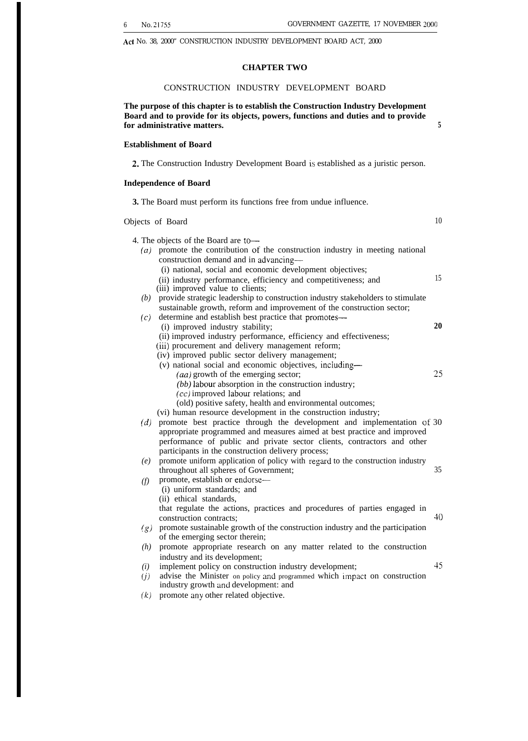## CHAPTER TWO

CONSTRUCTION INDUSTRY DEVELOPMENT BOARD

**The purpose of this chapter is to establish the Construction Industry Development Board and to provide for its objects, powers, functions and duties and to provide for administrative matters.**

### Establishment of Board

**2.** The Construction Industry Development Board is established as a juristic person.

### Independence of Board

**3.** The Board must perform its functions free from undue influence.

### Objects of Board

4. The objects of the Board are to—

*(a)* promote the contribution of the construction industry in meeting national construction demand and in advancing—
 (i) national, social and economic development objectives;
 (ii) industry performance, efficiency and competitiveness; and
 (iii) improved value to clients;

*(b)* provide strategic leadership to construction industry stakeholders to stimulate sustainable growth, reform and improvement of the construction sector;

*(c)* determine and establish best practice that promotes—
 (i) improved industry stability;
 (ii) improved industry performance, efficiency and effectiveness;
 (iii) procurement and delivery management reform;
 (iv) improved public sector delivery management;
 (v) national social and economic objectives, including—
  *(aa)* growth of the emerging sector;
  *(bb)* labour absorption in the construction industry;
  *(cc)* improved labour relations; and
  (old) positive safety, health and environmental outcomes;
 (vi) human resource development in the construction industry;

*(d)* promote best practice through the development and implementation of appropriate programmed and measures aimed at best practice and improved performance of public and private sector clients, contractors and other participants in the construction delivery process;

*(e)* promote uniform application of policy with regard to the construction industry throughout all spheres of Government;

*(f)* promote, establish or endorse—
 (i) uniform standards; and
 (ii) ethical standards,
that regulate the actions, practices and procedures of parties engaged in construction contracts;

*(g)* promote sustainable growth of the construction industry and the participation of the emerging sector therein;

*(h)* promote appropriate research on any matter related to the construction industry and its development;

*(i)* implement policy on construction industry development;

*(j)* advise the Minister on policy and programmed which impact on construction industry growth and development: and

*(k)* promote any other related objective.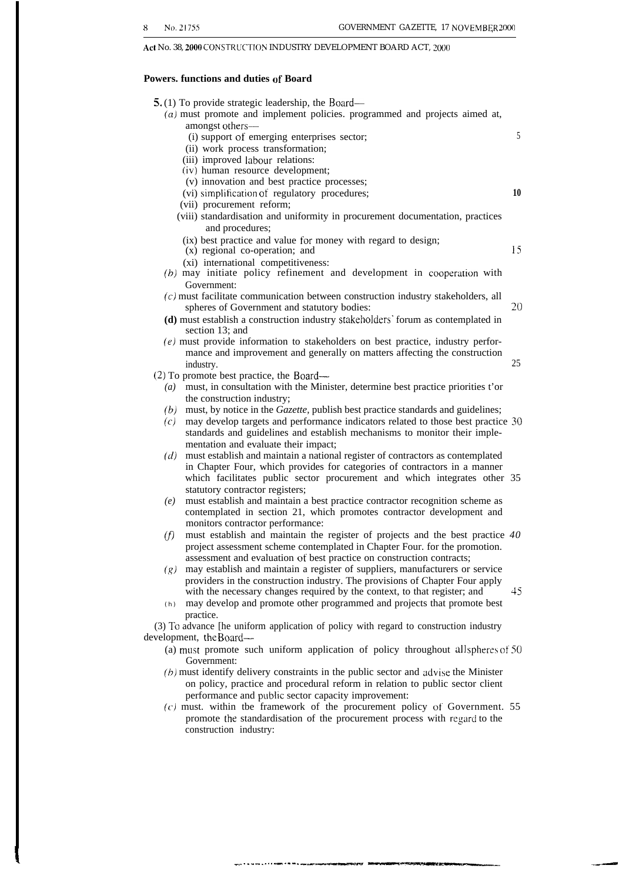**Powers. functions and duties of Board**

**5.** (1) To provide strategic leadership, the Board—

*(a)* must promote and implement policies. programmed and projects aimed at, amongst others—
   (i) support of emerging enterprises sector;
   (ii) work process transformation;
   (iii) improved labour relations:
   (iv) human resource development;
   (v) innovation and best practice processes;
   (vi) simplification of regulatory procedures;
   (vii) procurement reform;
   (viii) standardisation and uniformity in procurement documentation, practices and procedures;
   (ix) best practice and value for money with regard to design;
   (x) regional co-operation; and
   (xi) international competitiveness:

*(b)* may initiate policy refinement and development in cooperation with Government:

*(c)* must facilitate communication between construction industry stakeholders, all spheres of Government and statutory bodies:

**(d)** must establish a construction industry stakeholders' forum as contemplated in section 13; and

*(e)* must provide information to stakeholders on best practice, industry performance and improvement and generally on matters affecting the construction industry.

(2) To promote best practice, the Board—

*(a)* must, in consultation with the Minister, determine best practice priorities t'or the construction industry;

*(b)* must, by notice in the *Gazette*, publish best practice standards and guidelines;

*(c)* may develop targets and performance indicators related to those best practice standards and guidelines and establish mechanisms to monitor their implementation and evaluate their impact;

*(d)* must establish and maintain a national register of contractors as contemplated in Chapter Four, which provides for categories of contractors in a manner which facilitates public sector procurement and which integrates other statutory contractor registers;

*(e)* must establish and maintain a best practice contractor recognition scheme as contemplated in section 21, which promotes contractor development and monitors contractor performance:

*(f)* must establish and maintain the register of projects and the best practice project assessment scheme contemplated in Chapter Four. for the promotion. assessment and evaluation of best practice on construction contracts;

*(g)* may establish and maintain a register of suppliers, manufacturers or service providers in the construction industry. The provisions of Chapter Four apply with the necessary changes required by the context, to that register; and

*(h)* may develop and promote other programmed and projects that promote best practice.

(3) To advance [he uniform application of policy with regard to construction industry development, the Board—

(a) must promote such uniform application of policy throughout all spheres of Government:

*(b)* must identify delivery constraints in the public sector and advise the Minister on policy, practice and procedural reform in relation to public sector client performance and public sector capacity improvement:

*(c)* must. within tbe framework of the procurement policy of Government. promote the standardisation of the procurement process with regard to the construction industry: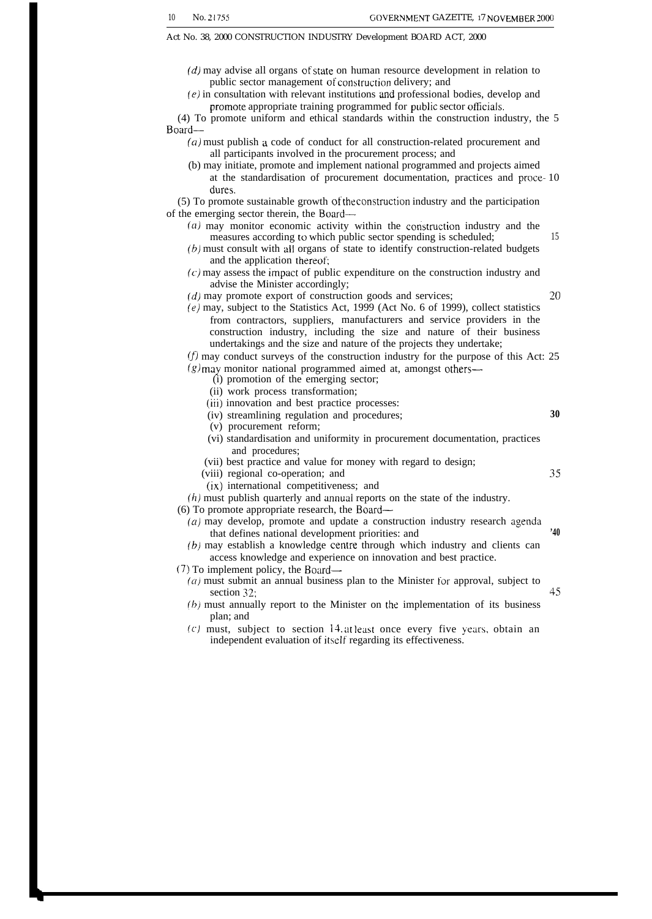*(d)* may advise all organs of state on human resource development in relation to public sector management of construction delivery; and

*(e)* in consultation with relevant institutions and professional bodies, develop and promote appropriate training programmed for public sector officials.

(4) To promote uniform and ethical standards within the construction industry, the Board—

*(a)* must publish a code of conduct for all construction-related procurement and all participants involved in the procurement process; and

(b) may initiate, promote and implement national programmed and projects aimed at the standardisation of procurement documentation, practices and procedures.

(5) To promote sustainable growth of the construction industry and the participation of the emerging sector therein, the Board—

*(a)* may monitor economic activity within the construction industry and the measures according to which public sector spending is scheduled;

*(b)* must consult with all organs of state to identify construction-related budgets and the application thereof;

*(c)* may assess the impact of public expenditure on the construction industry and advise the Minister accordingly;

*(d)* may promote export of construction goods and services;

*(e)* may, subject to the Statistics Act, 1999 (Act No. 6 of 1999), collect statistics from contractors, suppliers, manufacturers and service providers in the construction industry, including the size and nature of their business undertakings and the size and nature of the projects they undertake;

*(f)* may conduct surveys of the construction industry for the purpose of this Act:

*(g)* may monitor national programmed aimed at, amongst others—

(i) promotion of the emerging sector;
(ii) work process transformation;
(iii) innovation and best practice processes:
(iv) streamlining regulation and procedures;
(v) procurement reform;
(vi) standardisation and uniformity in procurement documentation, practices and procedures;
(vii) best practice and value for money with regard to design;
(viii) regional co-operation; and
(ix) international competitiveness; and

*(h)* must publish quarterly and annual reports on the state of the industry.

(6) To promote appropriate research, the Board—

*(a)* may develop, promote and update a construction industry research agenda that defines national development priorities: and

*(b)* may establish a knowledge centre through which industry and clients can access knowledge and experience on innovation and best practice.

(7) To implement policy, the Board—

*(a)* must submit an annual business plan to the Minister for approval, subject to section 32;

*(b)* must annually report to the Minister on the implementation of its business plan; and

*(c)* must, subject to section 14, at least once every five years, obtain an independent evaluation of itself regarding its effectiveness.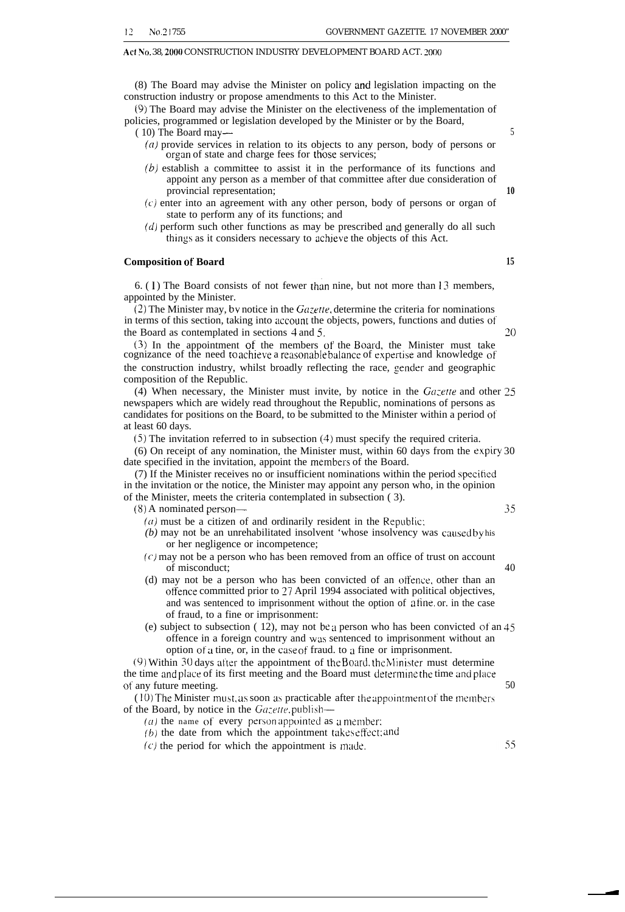(8) The Board may advise the Minister on policy and legislation impacting on the construction industry or propose amendments to this Act to the Minister.

(9) The Board may advise the Minister on the electiveness of the implementation of policies, programmed or legislation developed by the Minister or by the Board,

(10) The Board may—

*(a)* provide services in relation to its objects to any person, body of persons or organ of state and charge fees for those services;

*(b)* establish a committee to assist it in the performance of its functions and appoint any person as a member of that committee after due consideration of provincial representation;

*(c)* enter into an agreement with any other person, body of persons or organ of state to perform any of its functions; and

*(d)* perform such other functions as may be prescribed and generally do all such things as it considers necessary to achieve the objects of this Act.

**Composition of Board**

6. (1) The Board consists of not fewer than nine, but not more than 13 members, appointed by the Minister.

(2) The Minister may, by notice in the *Gazette*, determine the criteria for nominations in terms of this section, taking into account the objects, powers, functions and duties of the Board as contemplated in sections 4 and 5.

(3) In the appointment of the members of the Board, the Minister must take cognizance of the need to achieve a reasonable balance of expertise and knowledge of the construction industry, whilst broadly reflecting the race, gender and geographic composition of the Republic.

(4) When necessary, the Minister must invite, by notice in the *Gazette* and other newspapers which are widely read throughout the Republic, nominations of persons as candidates for positions on the Board, to be submitted to the Minister within a period of at least 60 days.

(5) The invitation referred to in subsection (4) must specify the required criteria.

(6) On receipt of any nomination, the Minister must, within 60 days from the expiry date specified in the invitation, appoint the members of the Board.

(7) If the Minister receives no or insufficient nominations within the period specified in the invitation or the notice, the Minister may appoint any person who, in the opinion of the Minister, meets the criteria contemplated in subsection (3).

(8) A nominated person—

*(a)* must be a citizen of and ordinarily resident in the Republic;

*(b)* may not be an unrehabilitated insolvent 'whose insolvency was caused by his or her negligence or incompetence;

*(c)* may not be a person who has been removed from an office of trust on account of misconduct;

(d) may not be a person who has been convicted of an offence, other than an offence committed prior to 27 April 1994 associated with political objectives, and was sentenced to imprisonment without the option of a fine, or, in the case of fraud, to a fine or imprisonment:

(e) subject to subsection (12), may not be a person who has been convicted of an offence in a foreign country and was sentenced to imprisonment without an option of a tine, or, in the case of fraud. to a fine or imprisonment.

(9) Within 30 days after the appointment of the Board, the Minister must determine the time and place of its first meeting and the Board must determine the time and place of any future meeting.

(10) The Minister must, as soon as practicable after the appointment of the members of the Board, by notice in the *Gazette*, publish—

*(a)* the name of every person appointed as a member;

*(b)* the date from which the appointment takes effect; and

*(c)* the period from which the appointment is made.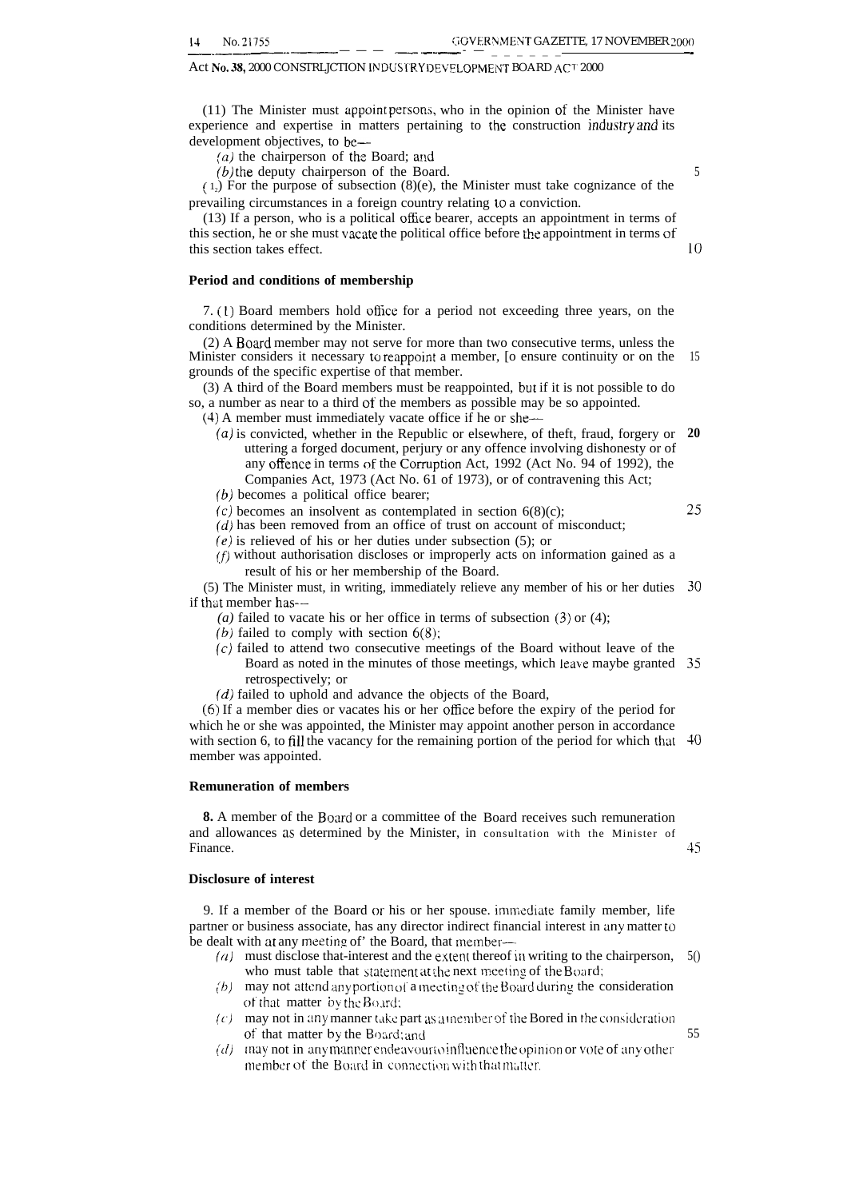(11) The Minister must appoint persons, who in the opinion of the Minister have experience and expertise in matters pertaining to the construction industry and its development objectives, to be—

*(a)* the chairperson of the Board; and

*(b)* the deputy chairperson of the Board.

(12) For the purpose of subsection (8)(e), the Minister must take cognizance of the prevailing circumstances in a foreign country relating to a conviction.

(13) If a person, who is a political office bearer, accepts an appointment in terms of this section, he or she must vacate the political office before the appointment in terms of this section takes effect.

### Period and conditions of membership

7. (1) Board members hold office for a period not exceeding three years, on the conditions determined by the Minister.

(2) A Board member may not serve for more than two consecutive terms, unless the Minister considers it necessary to reappoint a member, to ensure continuity or on the grounds of the specific expertise of that member.

(3) A third of the Board members must be reappointed, but if it is not possible to do so, a number as near to a third of the members as possible may be so appointed.

(4) A member must immediately vacate office if he or she—

*(a)* is convicted, whether in the Republic or elsewhere, of theft, fraud, forgery or uttering a forged document, perjury or any offence involving dishonesty or of any offence in terms of the Corruption Act, 1992 (Act No. 94 of 1992), the Companies Act, 1973 (Act No. 61 of 1973), or of contravening this Act;

*(b)* becomes a political office bearer;

*(c)* becomes an insolvent as contemplated in section 6(8)(c);

*(d)* has been removed from an office of trust on account of misconduct;

*(e)* is relieved of his or her duties under subsection (5); or

*(f)* without authorisation discloses or improperly acts on information gained as a result of his or her membership of the Board.

(5) The Minister must, in writing, immediately relieve any member of his or her duties if that member has—

*(a)* failed to vacate his or her office in terms of subsection (3) or (4);

*(b)* failed to comply with section 6(8);

*(c)* failed to attend two consecutive meetings of the Board without leave of the Board as noted in the minutes of those meetings, which leave maybe granted retrospectively; or

*(d)* failed to uphold and advance the objects of the Board,

(6) If a member dies or vacates his or her office before the expiry of the period for which he or she was appointed, the Minister may appoint another person in accordance with section 6, to fill the vacancy for the remaining portion of the period for which that member was appointed.

### Remuneration of members

**8.** A member of the Board or a committee of the Board receives such remuneration and allowances as determined by the Minister, in consultation with the Minister of Finance.

### Disclosure of interest

9. If a member of the Board or his or her spouse. immediate family member, life partner or business associate, has any director indirect financial interest in any matter to be dealt with at any meeting of' the Board, that member—

*(a)* must disclose that-interest and the extent thereof in writing to the chairperson, who must table that statement at the next meeting of the Board;

*(b)* may not attend any portion of a meeting of the Board during the consideration of that matter by the Board;

*(c)* may not in any manner take part as a member of the Bored in the consideration of that matter by the Board; and

*(d)* may not in any manner endeavour to influence the opinion or vote of any other member of the Board in connection with that matter.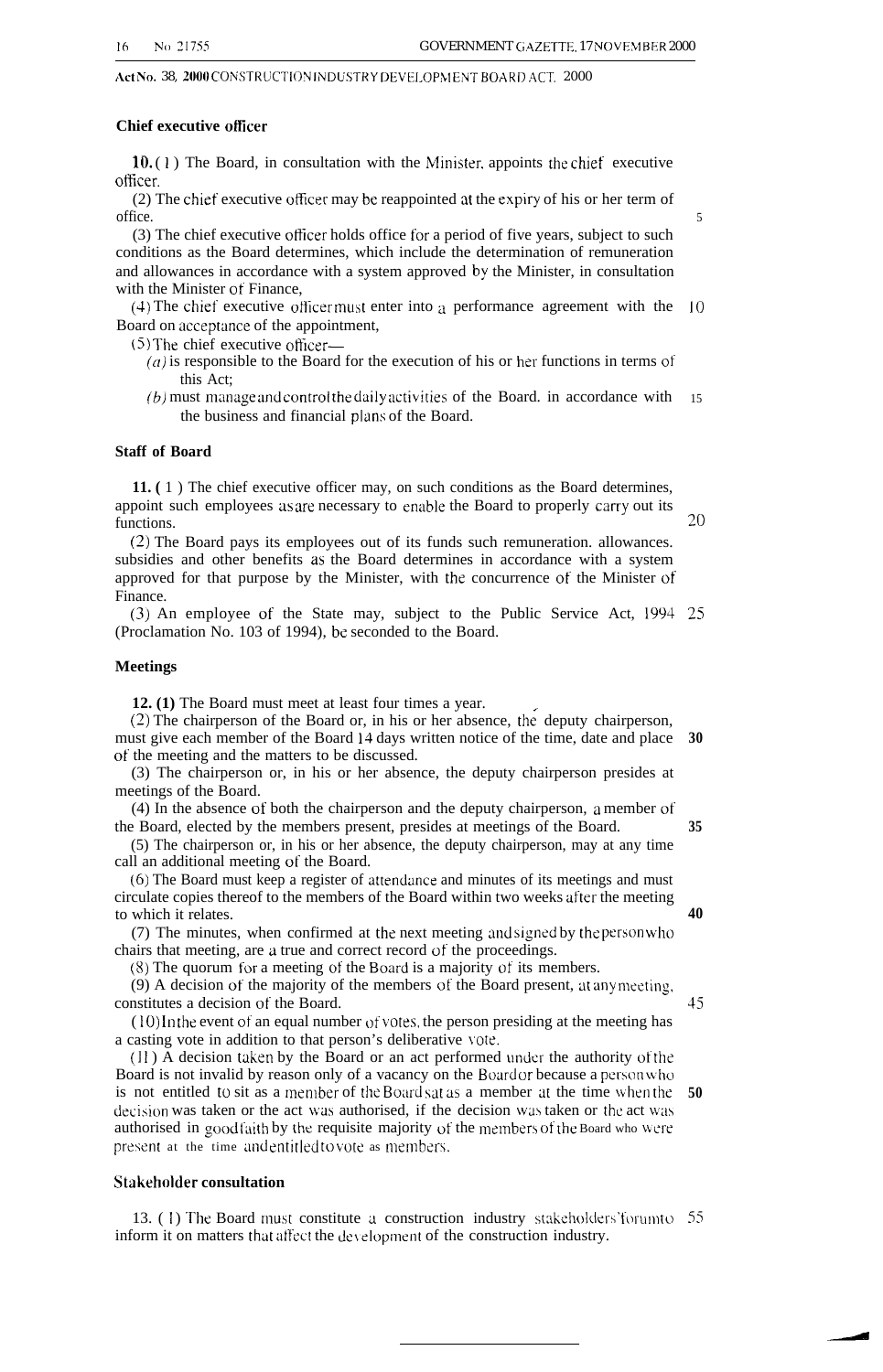### Chief executive officer

**10.** (1) The Board, in consultation with the Minister, appoints the chief executive officer.

(2) The chief executive officer may be reappointed at the expiry of his or her term of office.

(3) The chief executive officer holds office for a period of five years, subject to such conditions as the Board determines, which include the determination of remuneration and allowances in accordance with a system approved by the Minister, in consultation with the Minister of Finance,

(4) The chief executive officer must enter into a performance agreement with the Board on acceptance of the appointment,

(5) The chief executive officer—

*(a)* is responsible to the Board for the execution of his or her functions in terms of this Act;

*(b)* must manage and control the daily activities of the Board, in accordance with the business and financial plans of the Board.

### Staff of Board

**11.** (1) The chief executive officer may, on such conditions as the Board determines, appoint such employees as are necessary to enable the Board to properly carry out its functions.

(2) The Board pays its employees out of its funds such remuneration, allowances, subsidies and other benefits as the Board determines in accordance with a system approved for that purpose by the Minister, with the concurrence of the Minister of Finance.

(3) An employee of the State may, subject to the Public Service Act, 1994 (Proclamation No. 103 of 1994), be seconded to the Board.

### Meetings

**12. (1)** The Board must meet at least four times a year.

(2) The chairperson of the Board or, in his or her absence, the deputy chairperson, must give each member of the Board 14 days written notice of the time, date and place of the meeting and the matters to be discussed.

(3) The chairperson or, in his or her absence, the deputy chairperson presides at meetings of the Board.

(4) In the absence of both the chairperson and the deputy chairperson, a member of the Board, elected by the members present, presides at meetings of the Board.

(5) The chairperson or, in his or her absence, the deputy chairperson, may at any time call an additional meeting of the Board.

(6) The Board must keep a register of attendance and minutes of its meetings and must circulate copies thereof to the members of the Board within two weeks after the meeting to which it relates.

(7) The minutes, when confirmed at the next meeting and signed by the person who chairs that meeting, are a true and correct record of the proceedings.

(8) The quorum for a meeting of the Board is a majority of its members.

(9) A decision of the majority of the members of the Board present, at any meeting, constitutes a decision of the Board.

(10) In the event of an equal number of votes, the person presiding at the meeting has a casting vote in addition to that person's deliberative vote.

(11) A decision taken by the Board or an act performed under the authority of the Board is not invalid by reason only of a vacancy on the Board or because a person who is not entitled to sit as a member of the Board sat as a member at the time when the decision was taken or the act was authorised, if the decision was taken or the act was authorised in good faith by the requisite majority of the members of the Board who were present at the time and entitled to vote as members.

### Stakeholder consultation

13. (1) The Board must constitute a construction industry stakeholders' forum to inform it on matters that affect the development of the construction industry.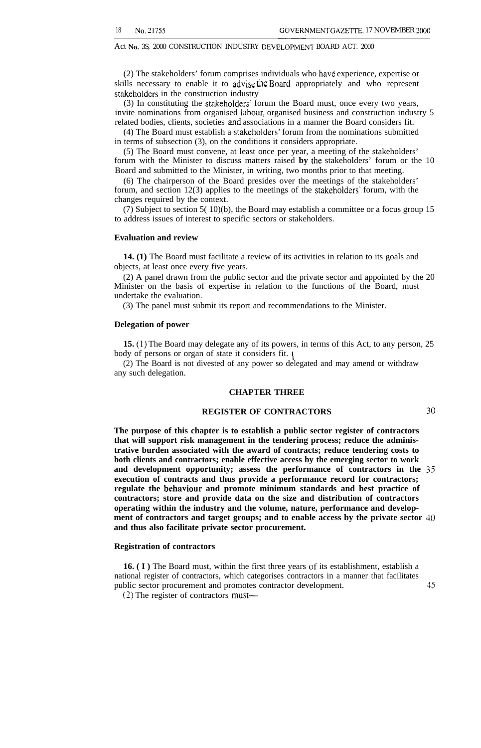(2) The stakeholders' forum comprises individuals who have experience, expertise or skills necessary to enable it to advise the Board appropriately and who represent stakeholders in the construction industry

(3) In constituting the stakeholders' forum the Board must, once every two years, invite nominations from organised labour, organised business and construction industry related bodies, clients, societies and associations in a manner the Board considers fit.

(4) The Board must establish a stakeholders' forum from the nominations submitted in terms of subsection (3), on the conditions it considers appropriate.

(5) The Board must convene, at least once per year, a meeting of the stakeholders' forum with the Minister to discuss matters raised **by** the stakeholders' forum or the Board and submitted to the Minister, in writing, two months prior to that meeting.

(6) The chairperson of the Board presides over the meetings of the stakeholders' forum, and section 12(3) applies to the meetings of the stakeholders' forum, with the changes required by the context.

(7) Subject to section 5(10)(b), the Board may establish a committee or a focus group to address issues of interest to specific sectors or stakeholders.

**Evaluation and review**

**14. (1)** The Board must facilitate a review of its activities in relation to its goals and objects, at least once every five years.

(2) A panel drawn from the public sector and the private sector and appointed by the Minister on the basis of expertise in relation to the functions of the Board, must undertake the evaluation.

(3) The panel must submit its report and recommendations to the Minister.

**Delegation of power**

**15.** (1) The Board may delegate any of its powers, in terms of this Act, to any person, body of persons or organ of state it considers fit.

(2) The Board is not divested of any power so delegated and may amend or withdraw any such delegation.

## CHAPTER THREE

## REGISTER OF CONTRACTORS

**The purpose of this chapter is to establish a public sector register of contractors that will support risk management in the tendering process; reduce the administrative burden associated with the award of contracts; reduce tendering costs to both clients and contractors; enable effective access by the emerging sector to work and development opportunity; assess the performance of contractors in the execution of contracts and thus provide a performance record for contractors; regulate the behaviour and promote minimum standards and best practice of contractors; store and provide data on the size and distribution of contractors operating within the industry and the volume, nature, performance and development of contractors and target groups; and to enable access by the private sector and thus also facilitate private sector procurement.**

**Registration of contractors**

**16. (1)** The Board must, within the first three years of its establishment, establish a national register of contractors, which categorises contractors in a manner that facilitates public sector procurement and promotes contractor development.

(2) The register of contractors must—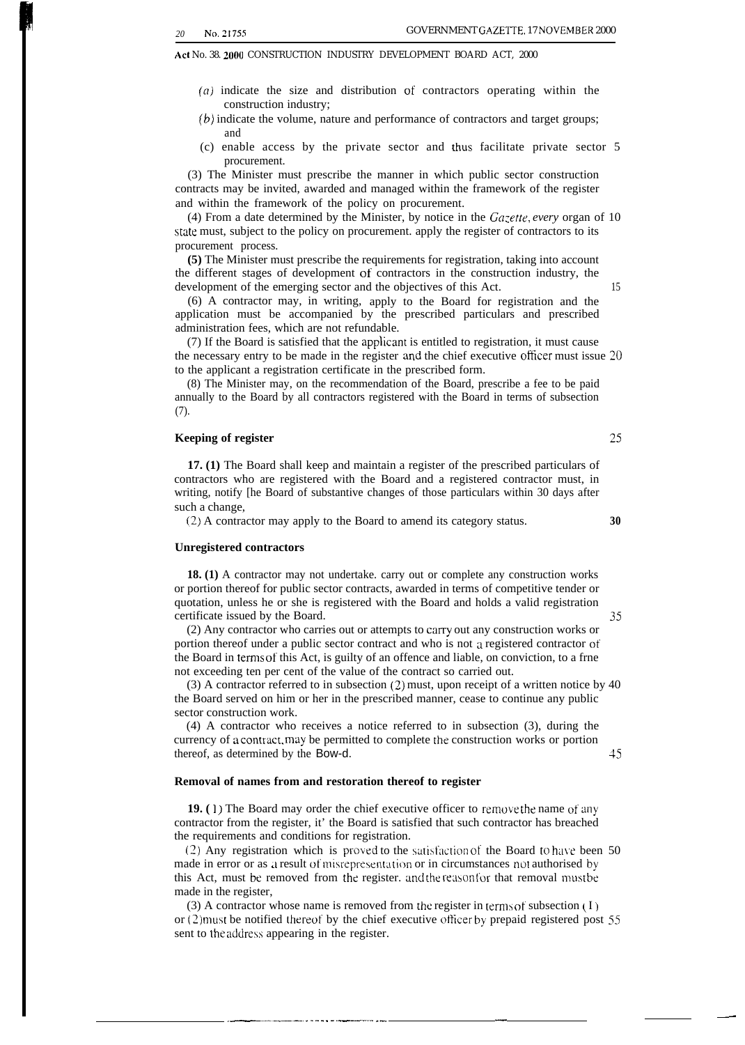(a) indicate the size and distribution of contractors operating within the construction industry;

(b) indicate the volume, nature and performance of contractors and target groups; and

(c) enable access by the private sector and thus facilitate private sector procurement.

(3) The Minister must prescribe the manner in which public sector construction contracts may be invited, awarded and managed within the framework of the register and within the framework of the policy on procurement.

(4) From a date determined by the Minister, by notice in the *Gazette*, every organ of state must, subject to the policy on procurement. apply the register of contractors to its procurement process.

**(5)** The Minister must prescribe the requirements for registration, taking into account the different stages of development of contractors in the construction industry, the development of the emerging sector and the objectives of this Act.

(6) A contractor may, in writing, apply to the Board for registration and the application must be accompanied by the prescribed particulars and prescribed administration fees, which are not refundable.

(7) If the Board is satisfied that the applicant is entitled to registration, it must cause the necessary entry to be made in the register and the chief executive officer must issue to the applicant a registration certificate in the prescribed form.

(8) The Minister may, on the recommendation of the Board, prescribe a fee to be paid annually to the Board by all contractors registered with the Board in terms of subsection (7).

**Keeping of register**

**17. (1)** The Board shall keep and maintain a register of the prescribed particulars of contractors who are registered with the Board and a registered contractor must, in writing, notify [he Board of substantive changes of those particulars within 30 days after such a change,

(2) A contractor may apply to the Board to amend its category status.

**Unregistered contractors**

**18. (1)** A contractor may not undertake. carry out or complete any construction works or portion thereof for public sector contracts, awarded in terms of competitive tender or quotation, unless he or she is registered with the Board and holds a valid registration certificate issued by the Board.

(2) Any contractor who carries out or attempts to carry out any construction works or portion thereof under a public sector contract and who is not a registered contractor of the Board in terms of this Act, is guilty of an offence and liable, on conviction, to a frne not exceeding ten per cent of the value of the contract so carried out.

(3) A contractor referred to in subsection (2) must, upon receipt of a written notice by the Board served on him or her in the prescribed manner, cease to continue any public sector construction work.

(4) A contractor who receives a notice referred to in subsection (3), during the currency of a contract, may be permitted to complete the construction works or portion thereof, as determined by the Bow-d.

**Removal of names from and restoration thereof to register**

**19. (1)** The Board may order the chief executive officer to remove the name of any contractor from the register, it' the Board is satisfied that such contractor has breached the requirements and conditions for registration.

(2) Any registration which is proved to the satisfaction of the Board to have been made in error or as a result of misrepresentation or in circumstances not authorised by this Act, must be removed from the register. and the reason for that removal must be made in the register,

(3) A contractor whose name is removed from the register in terms of subsection (1) or (2) must be notified thereof by the chief executive officer by prepaid registered post sent to the address appearing in the register.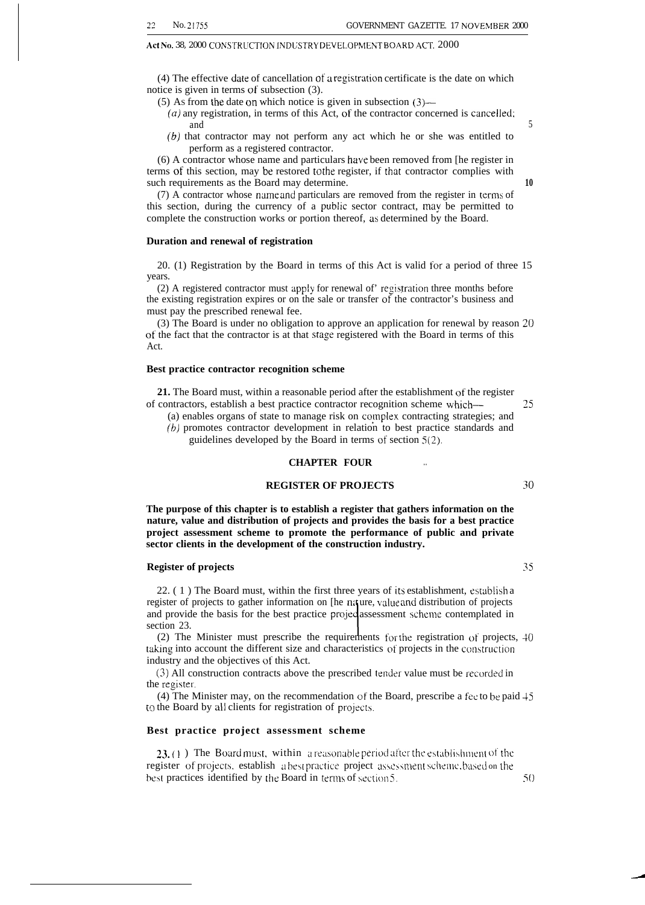(4) The effective date of cancellation of a registration certificate is the date on which notice is given in terms of subsection (3).

(5) As from the date on which notice is given in subsection (3)—

*(a)* any registration, in terms of this Act, of the contractor concerned is cancelled; and

*(b)* that contractor may not perform any act which he or she was entitled to perform as a registered contractor.

(6) A contractor whose name and particulars have been removed from [he register in terms of this section, may be restored tothe register, if that contractor complies with such requirements as the Board may determine.

(7) A contractor whose name and particulars are removed from the register in terms of this section, during the currency of a public sector contract, may be permitted to complete the construction works or portion thereof, as determined by the Board.

**Duration and renewal of registration**

20. (1) Registration by the Board in terms of this Act is valid for a period of three years.

(2) A registered contractor must apply for renewal of' registration three months before the existing registration expires or on the sale or transfer of the contractor's business and must pay the prescribed renewal fee.

(3) The Board is under no obligation to approve an application for renewal by reason of the fact that the contractor is at that stage registered with the Board in terms of this Act.

**Best practice contractor recognition scheme**

**21.** The Board must, within a reasonable period after the establishment of the register of contractors, establish a best practice contractor recognition scheme which—

(a) enables organs of state to manage risk on complex contracting strategies; and

*(b)* promotes contractor development in relation to best practice standards and guidelines developed by the Board in terms of section 5(2).

## CHAPTER FOUR

## REGISTER OF PROJECTS

**The purpose of this chapter is to establish a register that gathers information on the nature, value and distribution of projects and provides the basis for a best practice project assessment scheme to promote the performance of public and private sector clients in the development of the construction industry.**

**Register of projects**

22. (1) The Board must, within the first three years of its establishment, establish a register of projects to gather information on [he nature, value and distribution of projects and provide the basis for the best practice project assessment scheme contemplated in section 23.

(2) The Minister must prescribe the requirements for the registration of projects, taking into account the different size and characteristics of projects in the construction industry and the objectives of this Act.

(3) All construction contracts above the prescribed tender value must be recorded in the register.

(4) The Minister may, on the recommendation of the Board, prescribe a fee to be paid to the Board by all clients for registration of projects.

**Best practice project assessment scheme**

**23.** (1) The Board must, within a reasonable period after the establishment of the register of projects, establish a best practice project assessment scheme, based on the best practices identified by the Board in terms of section 5.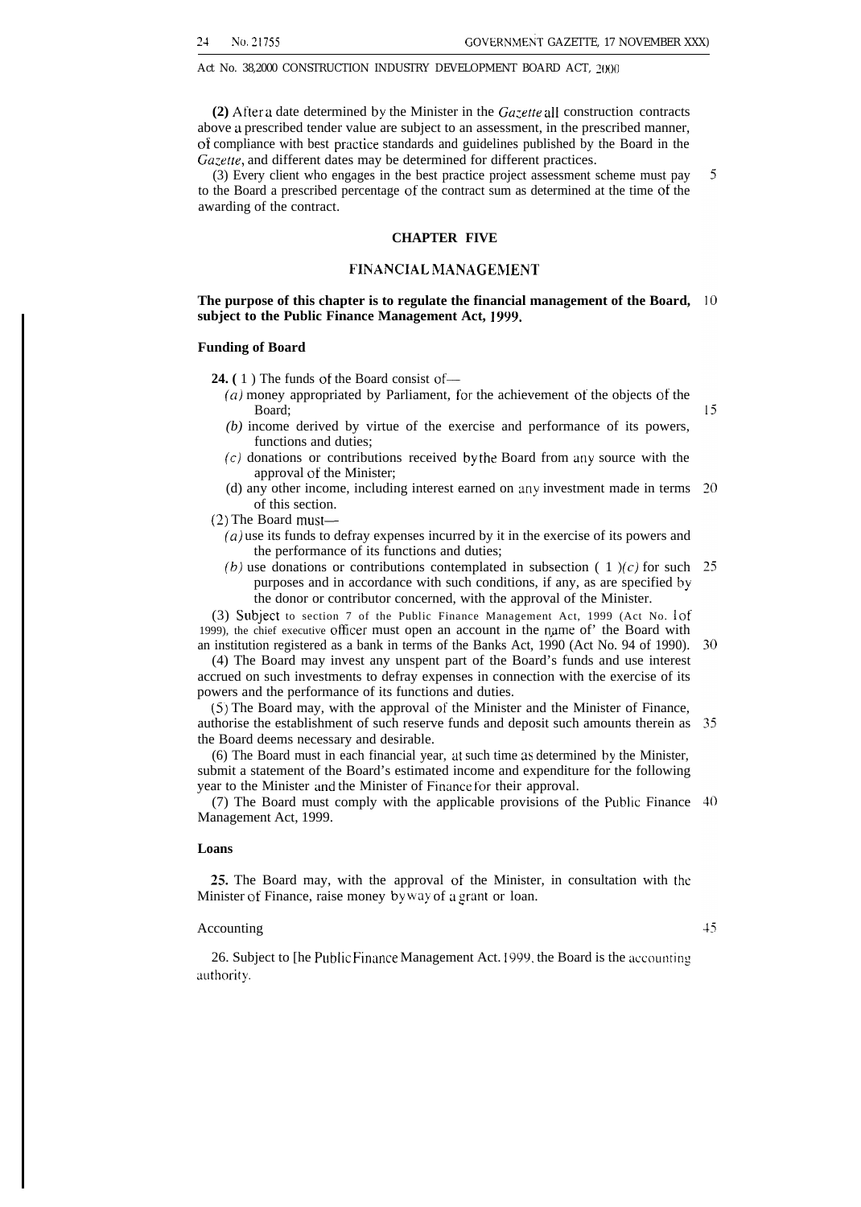**(2)** After a date determined by the Minister in the *Gazette* all construction contracts above a prescribed tender value are subject to an assessment, in the prescribed manner, of compliance with best practice standards and guidelines published by the Board in the *Gazette*, and different dates may be determined for different practices.

(3) Every client who engages in the best practice project assessment scheme must pay to the Board a prescribed percentage of the contract sum as determined at the time of the awarding of the contract.

## CHAPTER FIVE

## FINANCIAL MANAGEMENT

**The purpose of this chapter is to regulate the financial management of the Board, subject to the Public Finance Management Act, 1999.**

### Funding of Board

**24.** (1) The funds of the Board consist of—

*(a)* money appropriated by Parliament, for the achievement of the objects of the Board;

*(b)* income derived by virtue of the exercise and performance of its powers, functions and duties;

*(c)* donations or contributions received by the Board from any source with the approval of the Minister;

(d) any other income, including interest earned on any investment made in terms of this section.

(2) The Board must—

*(a)* use its funds to defray expenses incurred by it in the exercise of its powers and the performance of its functions and duties;

*(b)* use donations or contributions contemplated in subsection (1)*(c)* for such purposes and in accordance with such conditions, if any, as are specified by the donor or contributor concerned, with the approval of the Minister.

(3) Subject to section 7 of the Public Finance Management Act, 1999 (Act No. 1 of 1999), the chief executive officer must open an account in the name of the Board with an institution registered as a bank in terms of the Banks Act, 1990 (Act No. 94 of 1990).

(4) The Board may invest any unspent part of the Board's funds and use interest accrued on such investments to defray expenses in connection with the exercise of its powers and the performance of its functions and duties.

(5) The Board may, with the approval of the Minister and the Minister of Finance, authorise the establishment of such reserve funds and deposit such amounts therein as the Board deems necessary and desirable.

(6) The Board must in each financial year, at such time as determined by the Minister, submit a statement of the Board's estimated income and expenditure for the following year to the Minister and the Minister of Finance for their approval.

(7) The Board must comply with the applicable provisions of the Public Finance Management Act, 1999.

### Loans

**25.** The Board may, with the approval of the Minister, in consultation with the Minister of Finance, raise money by way of a grant or loan.

### Accounting

26. Subject to [he Public Finance Management Act. 1999, the Board is the accounting authority.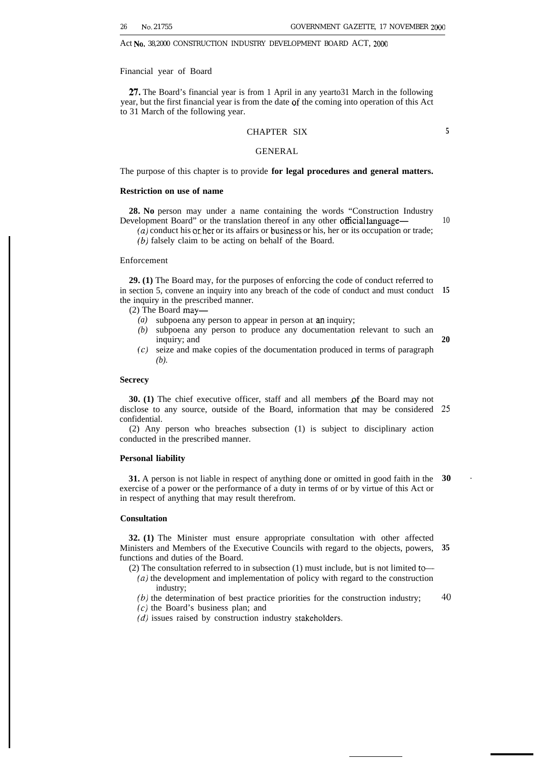Financial year of Board

**27.** The Board's financial year is from 1 April in any yearto31 March in the following year, but the first financial year is from the date of the coming into operation of this Act to 31 March of the following year.

## CHAPTER SIX

## GENERAL

The purpose of this chapter is to provide **for legal procedures and general matters.**

### Restriction on use of name

**28. No** person may under a name containing the words "Construction Industry Development Board" or the translation thereof in any other official language—

*(a)* conduct his or her or its affairs or business or his, her or its occupation or trade;

*(b)* falsely claim to be acting on behalf of the Board.

### Enforcement

**29. (1)** The Board may, for the purposes of enforcing the code of conduct referred to in section 5, convene an inquiry into any breach of the code of conduct and must conduct the inquiry in the prescribed manner.

(2) The Board may—

*(a)* subpoena any person to appear in person at an inquiry;

*(b)* subpoena any person to produce any documentation relevant to such an inquiry; and

*(c)* seize and make copies of the documentation produced in terms of paragraph *(b).*

### Secrecy

**30. (1)** The chief executive officer, staff and all members of the Board may not disclose to any source, outside of the Board, information that may be considered confidential.

(2) Any person who breaches subsection (1) is subject to disciplinary action conducted in the prescribed manner.

### Personal liability

**31.** A person is not liable in respect of anything done or omitted in good faith in the exercise of a power or the performance of a duty in terms of or by virtue of this Act or in respect of anything that may result therefrom.

### Consultation

**32. (1)** The Minister must ensure appropriate consultation with other affected Ministers and Members of the Executive Councils with regard to the objects, powers, functions and duties of the Board.

(2) The consultation referred to in subsection (1) must include, but is not limited to—

*(a)* the development and implementation of policy with regard to the construction industry;

*(b)* the determination of best practice priorities for the construction industry;

*(c)* the Board's business plan; and

*(d)* issues raised by construction industry stakeholders.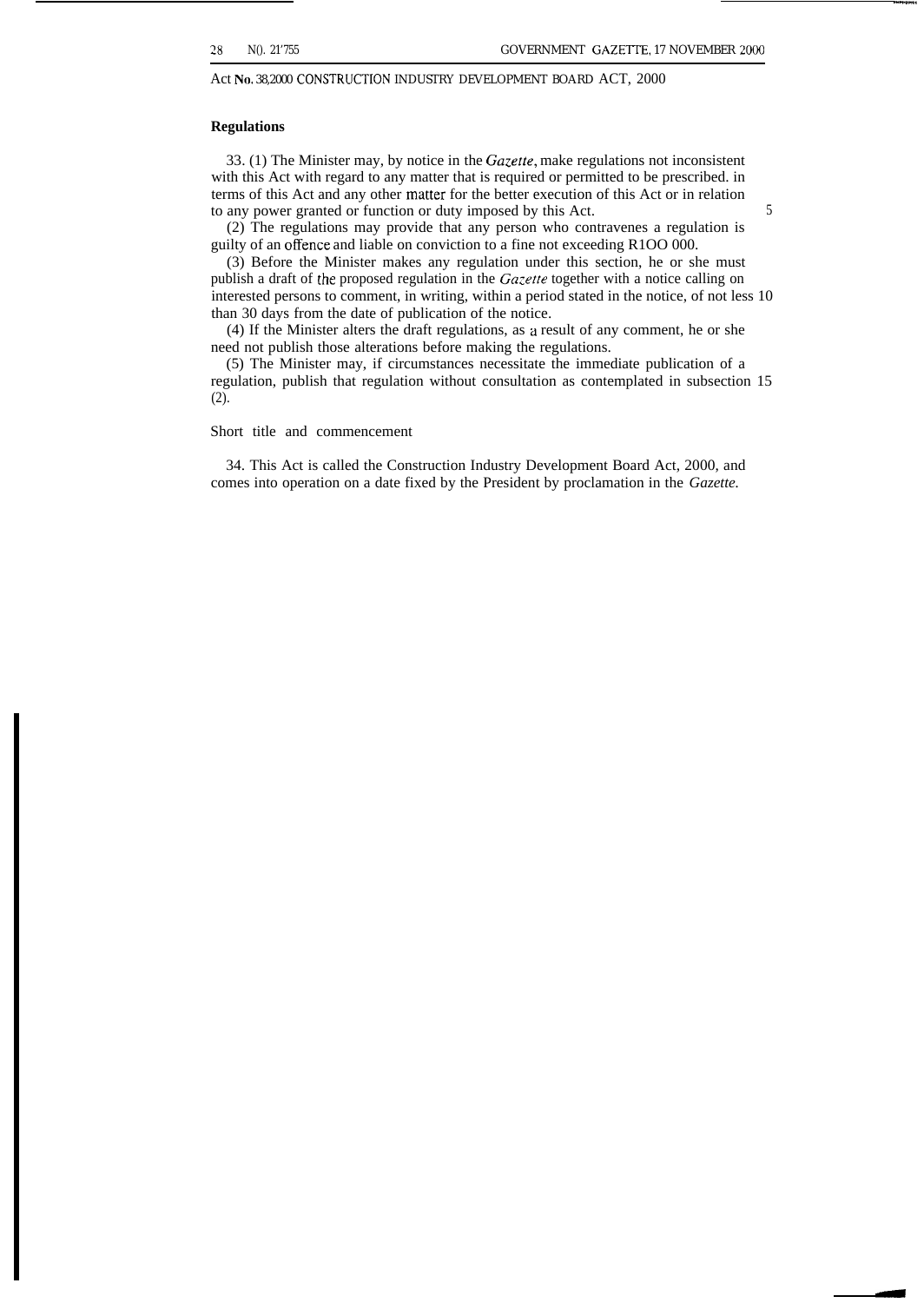## Regulations

33. (1) The Minister may, by notice in the *Gazette*, make regulations not inconsistent with this Act with regard to any matter that is required or permitted to be prescribed. in terms of this Act and any other matter for the better execution of this Act or in relation to any power granted or function or duty imposed by this Act.

(2) The regulations may provide that any person who contravenes a regulation is guilty of an offence and liable on conviction to a fine not exceeding R1OO 000.

(3) Before the Minister makes any regulation under this section, he or she must publish a draft of the proposed regulation in the *Gazette* together with a notice calling on interested persons to comment, in writing, within a period stated in the notice, of not less than 30 days from the date of publication of the notice.

(4) If the Minister alters the draft regulations, as a result of any comment, he or she need not publish those alterations before making the regulations.

(5) The Minister may, if circumstances necessitate the immediate publication of a regulation, publish that regulation without consultation as contemplated in subsection (2).

## Short title and commencement

34. This Act is called the Construction Industry Development Board Act, 2000, and comes into operation on a date fixed by the President by proclamation in the *Gazette.*